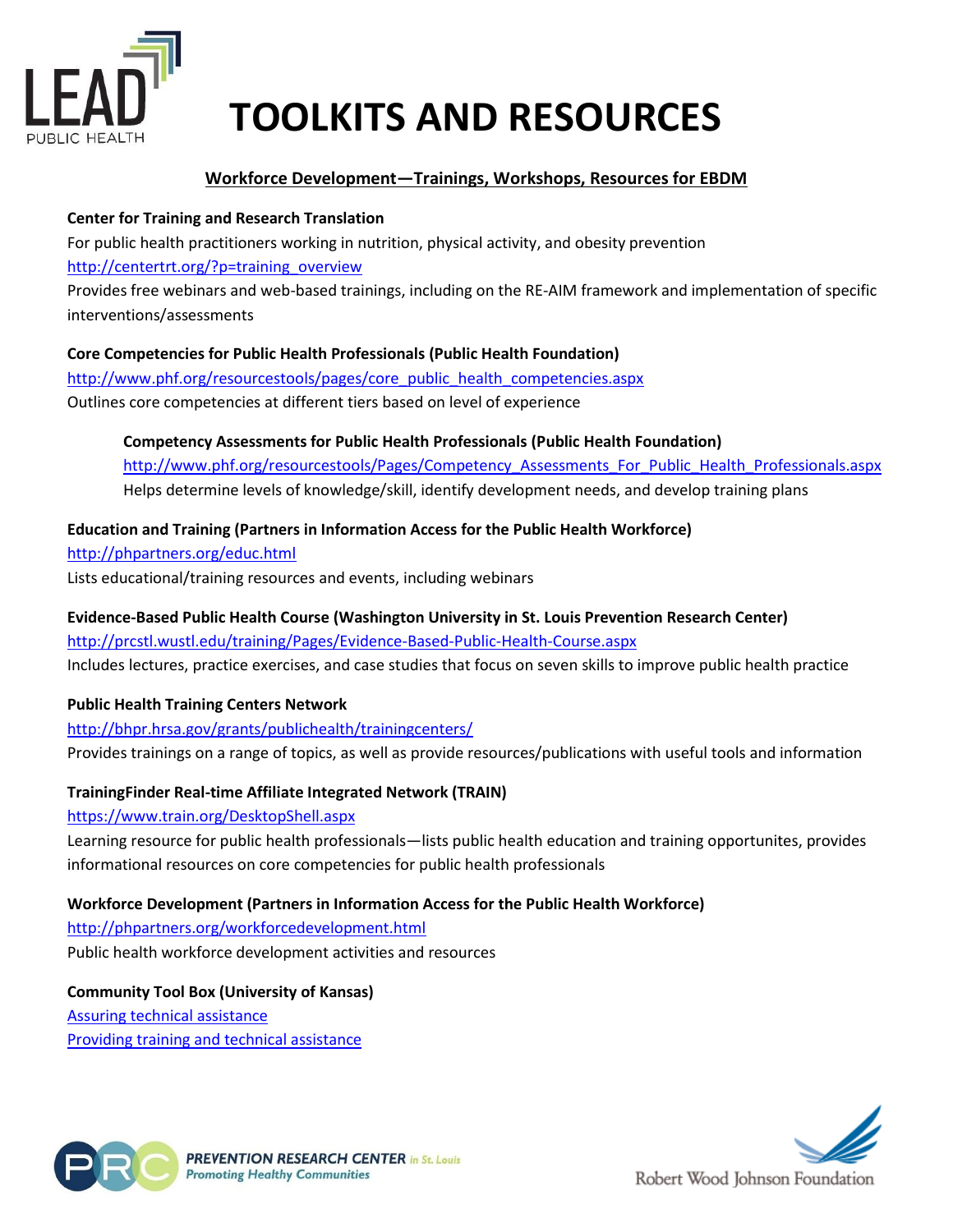# TOOLKITS AND RESOURCES

## Workforce Development—Trainings, Workshops, Resources for EBDM

**Center for Training and Research Translation**

For public health practitioners working in nutrition, physical activity, and obesity prevention

http://centertrt.org/?p=training_overview

Provides free webinars and web-based trainings, including on the RE-AIM framework and implementation of specific interventions/assessments

**Core Competencies for Public Health Professionals (Public Health Foundation)**

http://www.phf.org/resourcestools/pages/core_public_health_competencies.aspx

Outlines core competencies at different tiers based on level of experience

> **Competency Assessments for Public Health Professionals (Public Health Foundation)**
>
> http://www.phf.org/resourcestools/Pages/Competency_Assessments_For_Public_Health_Professionals.aspx
>
> Helps determine levels of knowledge/skill, identify development needs, and develop training plans

**Education and Training (Partners in Information Access for the Public Health Workforce)**

http://phpartners.org/educ.html

Lists educational/training resources and events, including webinars

**Evidence-Based Public Health Course (Washington University in St. Louis Prevention Research Center)**

http://prcstl.wustl.edu/training/Pages/Evidence-Based-Public-Health-Course.aspx

Includes lectures, practice exercises, and case studies that focus on seven skills to improve public health practice

**Public Health Training Centers Network**

http://bhpr.hrsa.gov/grants/publichealth/trainingcenters/

Provides trainings on a range of topics, as well as provide resources/publications with useful tools and information

**TrainingFinder Real-time Affiliate Integrated Network (TRAIN)**

https://www.train.org/DesktopShell.aspx

Learning resource for public health professionals—lists public health education and training opportunites, provides informational resources on core competencies for public health professionals

**Workforce Development (Partners in Information Access for the Public Health Workforce)**

http://phpartners.org/workforcedevelopment.html

Public health workforce development activities and resources

**Community Tool Box (University of Kansas)**

Assuring technical assistance

Providing training and technical assistance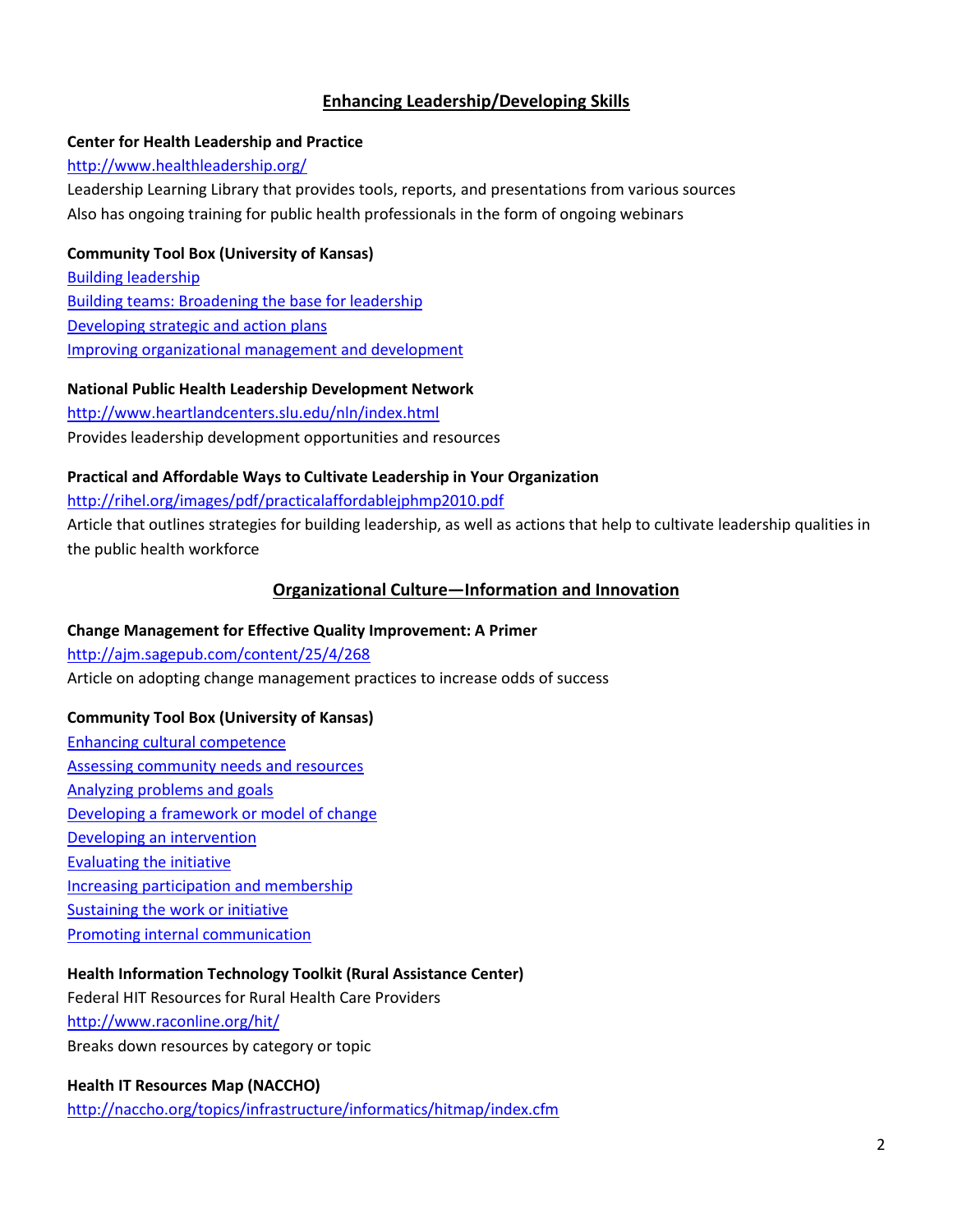## Enhancing Leadership/Developing Skills

**Center for Health Leadership and Practice**

http://www.healthleadership.org/

Leadership Learning Library that provides tools, reports, and presentations from various sources

Also has ongoing training for public health professionals in the form of ongoing webinars

**Community Tool Box (University of Kansas)**

Building leadership

Building teams: Broadening the base for leadership

Developing strategic and action plans

Improving organizational management and development

**National Public Health Leadership Development Network**

http://www.heartlandcenters.slu.edu/nln/index.html

Provides leadership development opportunities and resources

**Practical and Affordable Ways to Cultivate Leadership in Your Organization**

http://rihel.org/images/pdf/practicalaffordablejphmp2010.pdf

Article that outlines strategies for building leadership, as well as actions that help to cultivate leadership qualities in the public health workforce

## Organizational Culture—Information and Innovation

**Change Management for Effective Quality Improvement: A Primer**

http://ajm.sagepub.com/content/25/4/268

Article on adopting change management practices to increase odds of success

**Community Tool Box (University of Kansas)**

Enhancing cultural competence

Assessing community needs and resources

Analyzing problems and goals

Developing a framework or model of change

Developing an intervention

Evaluating the initiative

Increasing participation and membership

Sustaining the work or initiative

Promoting internal communication

**Health Information Technology Toolkit (Rural Assistance Center)**

Federal HIT Resources for Rural Health Care Providers

http://www.raconline.org/hit/

Breaks down resources by category or topic

**Health IT Resources Map (NACCHO)**

http://naccho.org/topics/infrastructure/informatics/hitmap/index.cfm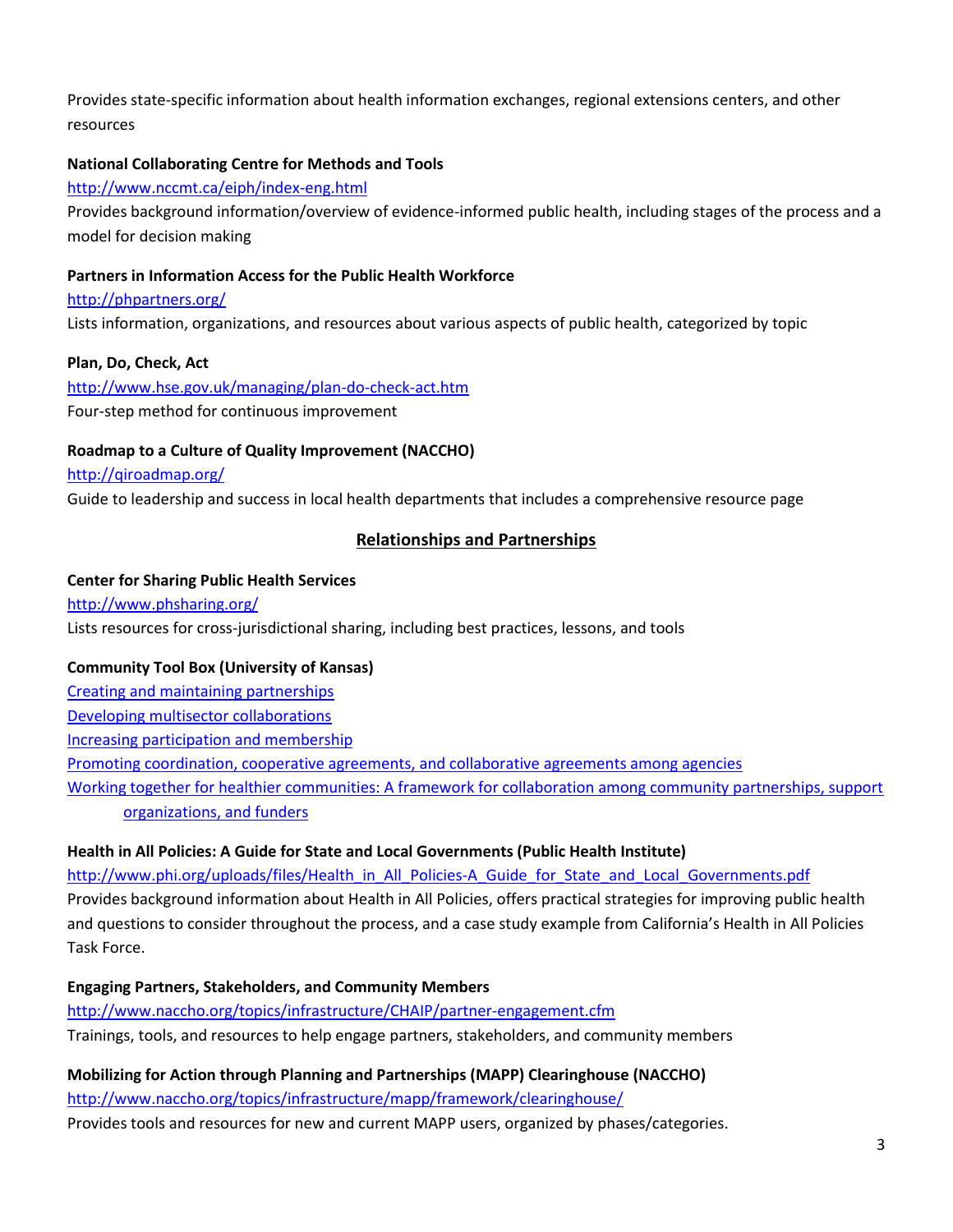Provides state-specific information about health information exchanges, regional extensions centers, and other resources

**National Collaborating Centre for Methods and Tools**
[http://www.nccmt.ca/eiph/index-eng.html](http://www.nccmt.ca/eiph/index-eng.html)
Provides background information/overview of evidence-informed public health, including stages of the process and a model for decision making

**Partners in Information Access for the Public Health Workforce**
[http://phpartners.org/](http://phpartners.org/)
Lists information, organizations, and resources about various aspects of public health, categorized by topic

**Plan, Do, Check, Act**
[http://www.hse.gov.uk/managing/plan-do-check-act.htm](http://www.hse.gov.uk/managing/plan-do-check-act.htm)
Four-step method for continuous improvement

**Roadmap to a Culture of Quality Improvement (NACCHO)**
[http://qiroadmap.org/](http://qiroadmap.org/)
Guide to leadership and success in local health departments that includes a comprehensive resource page

## Relationships and Partnerships

**Center for Sharing Public Health Services**
[http://www.phsharing.org/](http://www.phsharing.org/)
Lists resources for cross-jurisdictional sharing, including best practices, lessons, and tools

**Community Tool Box (University of Kansas)**
Creating and maintaining partnerships
Developing multisector collaborations
Increasing participation and membership
Promoting coordination, cooperative agreements, and collaborative agreements among agencies
Working together for healthier communities: A framework for collaboration among community partnerships, support organizations, and funders

**Health in All Policies: A Guide for State and Local Governments (Public Health Institute)**
[http://www.phi.org/uploads/files/Health_in_All_Policies-A_Guide_for_State_and_Local_Governments.pdf](http://www.phi.org/uploads/files/Health_in_All_Policies-A_Guide_for_State_and_Local_Governments.pdf)
Provides background information about Health in All Policies, offers practical strategies for improving public health and questions to consider throughout the process, and a case study example from California's Health in All Policies Task Force.

**Engaging Partners, Stakeholders, and Community Members**
[http://www.naccho.org/topics/infrastructure/CHAIP/partner-engagement.cfm](http://www.naccho.org/topics/infrastructure/CHAIP/partner-engagement.cfm)
Trainings, tools, and resources to help engage partners, stakeholders, and community members

**Mobilizing for Action through Planning and Partnerships (MAPP) Clearinghouse (NACCHO)**
[http://www.naccho.org/topics/infrastructure/mapp/framework/clearinghouse/](http://www.naccho.org/topics/infrastructure/mapp/framework/clearinghouse/)
Provides tools and resources for new and current MAPP users, organized by phases/categories.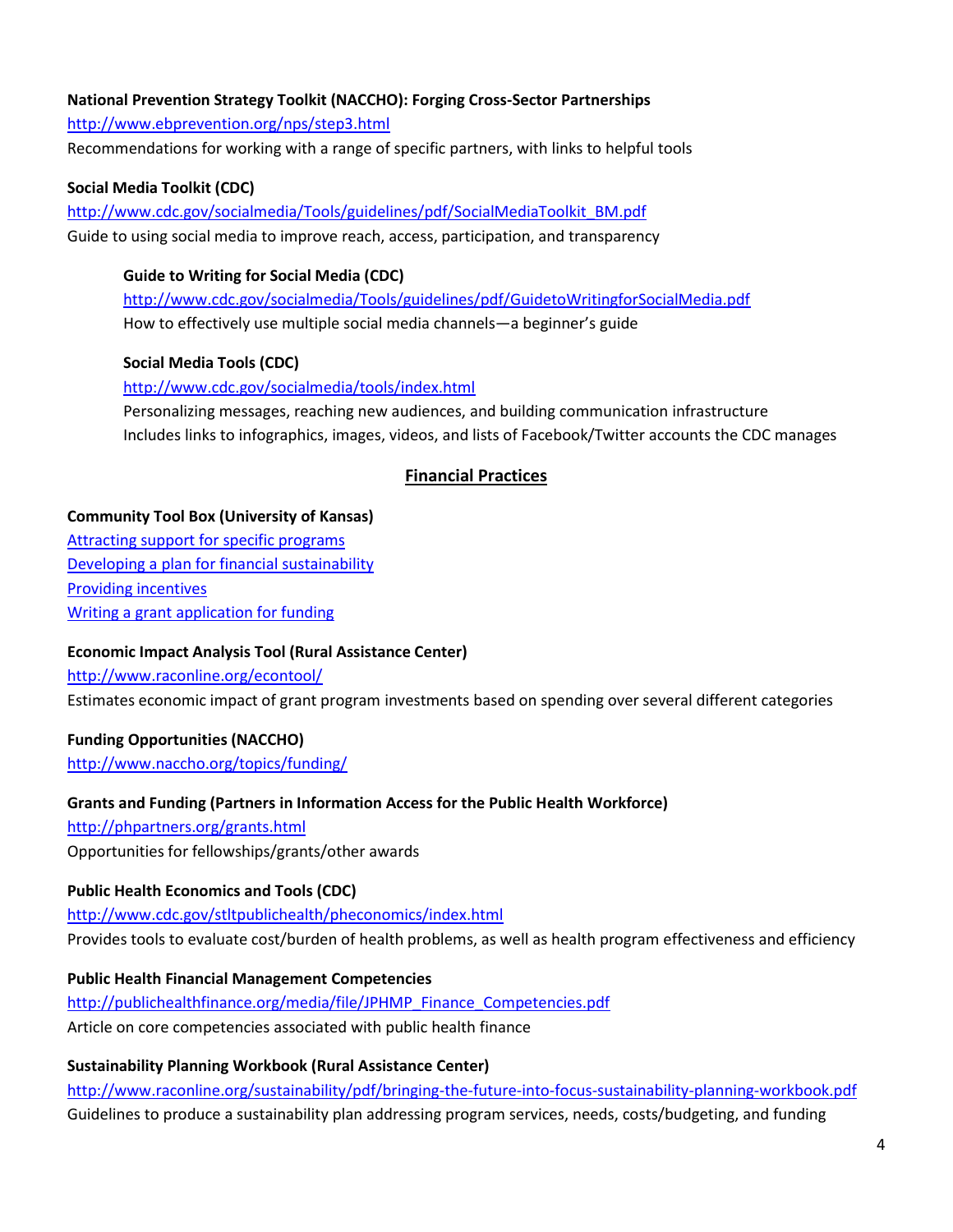**National Prevention Strategy Toolkit (NACCHO): Forging Cross-Sector Partnerships**
http://www.ebprevention.org/nps/step3.html
Recommendations for working with a range of specific partners, with links to helpful tools

**Social Media Toolkit (CDC)**
http://www.cdc.gov/socialmedia/Tools/guidelines/pdf/SocialMediaToolkit_BM.pdf
Guide to using social media to improve reach, access, participation, and transparency

> **Guide to Writing for Social Media (CDC)**
> http://www.cdc.gov/socialmedia/Tools/guidelines/pdf/GuidetoWritingforSocialMedia.pdf
> How to effectively use multiple social media channels—a beginner's guide
>
> **Social Media Tools (CDC)**
> http://www.cdc.gov/socialmedia/tools/index.html
> Personalizing messages, reaching new audiences, and building communication infrastructure
> Includes links to infographics, images, videos, and lists of Facebook/Twitter accounts the CDC manages

## Financial Practices

**Community Tool Box (University of Kansas)**
Attracting support for specific programs
Developing a plan for financial sustainability
Providing incentives
Writing a grant application for funding

**Economic Impact Analysis Tool (Rural Assistance Center)**
http://www.raconline.org/econtool/
Estimates economic impact of grant program investments based on spending over several different categories

**Funding Opportunities (NACCHO)**
http://www.naccho.org/topics/funding/

**Grants and Funding (Partners in Information Access for the Public Health Workforce)**
http://phpartners.org/grants.html
Opportunities for fellowships/grants/other awards

**Public Health Economics and Tools (CDC)**
http://www.cdc.gov/stltpublichealth/pheconomics/index.html
Provides tools to evaluate cost/burden of health problems, as well as health program effectiveness and efficiency

**Public Health Financial Management Competencies**
http://publichealthfinance.org/media/file/JPHMP_Finance_Competencies.pdf
Article on core competencies associated with public health finance

**Sustainability Planning Workbook (Rural Assistance Center)**
http://www.raconline.org/sustainability/pdf/bringing-the-future-into-focus-sustainability-planning-workbook.pdf
Guidelines to produce a sustainability plan addressing program services, needs, costs/budgeting, and funding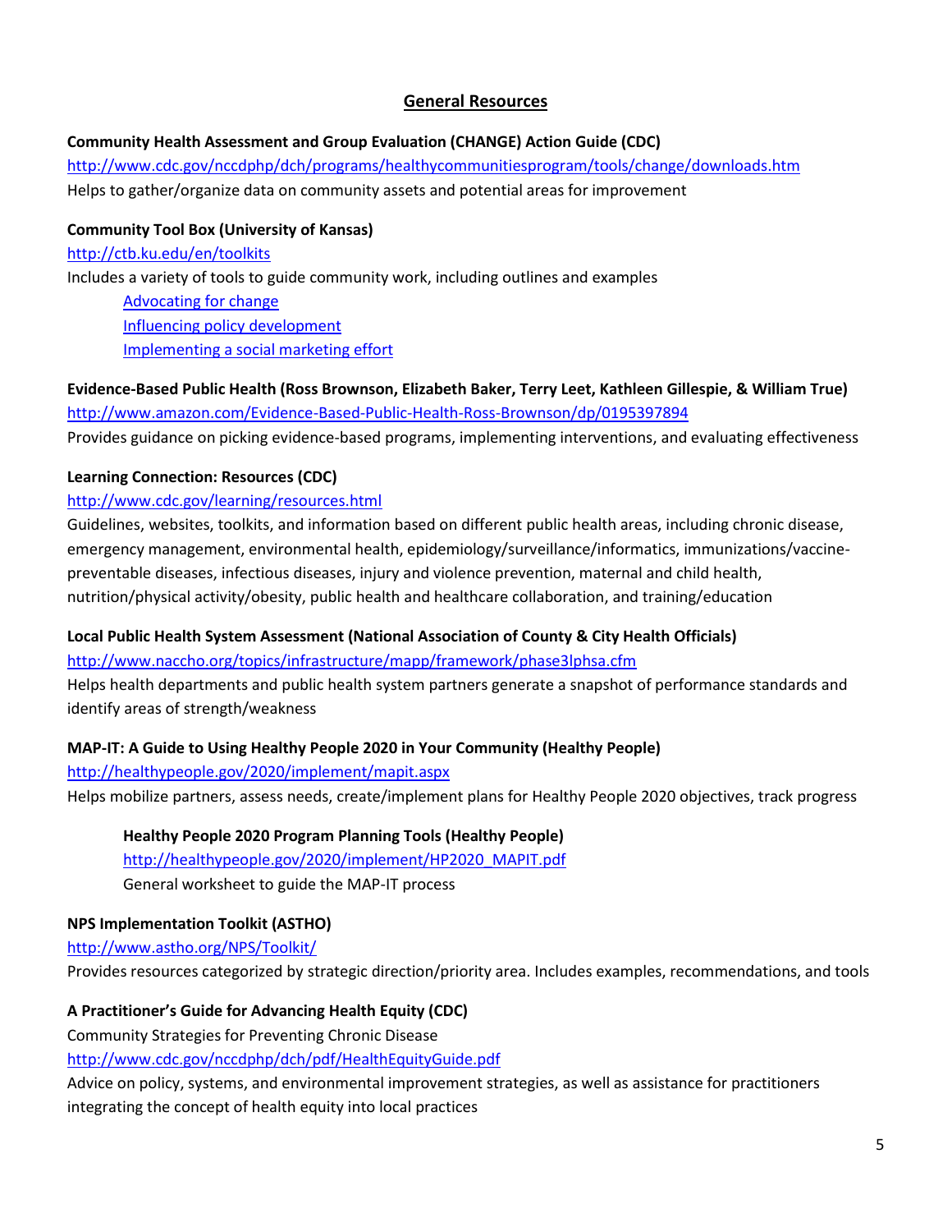## General Resources

**Community Health Assessment and Group Evaluation (CHANGE) Action Guide (CDC)**

http://www.cdc.gov/nccdphp/dch/programs/healthycommunitiesprogram/tools/change/downloads.htm

Helps to gather/organize data on community assets and potential areas for improvement

**Community Tool Box (University of Kansas)**

http://ctb.ku.edu/en/toolkits

Includes a variety of tools to guide community work, including outlines and examples

- Advocating for change
- Influencing policy development
- Implementing a social marketing effort

**Evidence-Based Public Health (Ross Brownson, Elizabeth Baker, Terry Leet, Kathleen Gillespie, & William True)**

http://www.amazon.com/Evidence-Based-Public-Health-Ross-Brownson/dp/0195397894

Provides guidance on picking evidence-based programs, implementing interventions, and evaluating effectiveness

**Learning Connection: Resources (CDC)**

http://www.cdc.gov/learning/resources.html

Guidelines, websites, toolkits, and information based on different public health areas, including chronic disease, emergency management, environmental health, epidemiology/surveillance/informatics, immunizations/vaccine-preventable diseases, infectious diseases, injury and violence prevention, maternal and child health, nutrition/physical activity/obesity, public health and healthcare collaboration, and training/education

**Local Public Health System Assessment (National Association of County & City Health Officials)**

http://www.naccho.org/topics/infrastructure/mapp/framework/phase3lphsa.cfm

Helps health departments and public health system partners generate a snapshot of performance standards and identify areas of strength/weakness

**MAP-IT: A Guide to Using Healthy People 2020 in Your Community (Healthy People)**

http://healthypeople.gov/2020/implement/mapit.aspx

Helps mobilize partners, assess needs, create/implement plans for Healthy People 2020 objectives, track progress

> **Healthy People 2020 Program Planning Tools (Healthy People)**
>
> http://healthypeople.gov/2020/implement/HP2020_MAPIT.pdf
>
> General worksheet to guide the MAP-IT process

**NPS Implementation Toolkit (ASTHO)**

http://www.astho.org/NPS/Toolkit/

Provides resources categorized by strategic direction/priority area. Includes examples, recommendations, and tools

**A Practitioner's Guide for Advancing Health Equity (CDC)**

Community Strategies for Preventing Chronic Disease

http://www.cdc.gov/nccdphp/dch/pdf/HealthEquityGuide.pdf

Advice on policy, systems, and environmental improvement strategies, as well as assistance for practitioners integrating the concept of health equity into local practices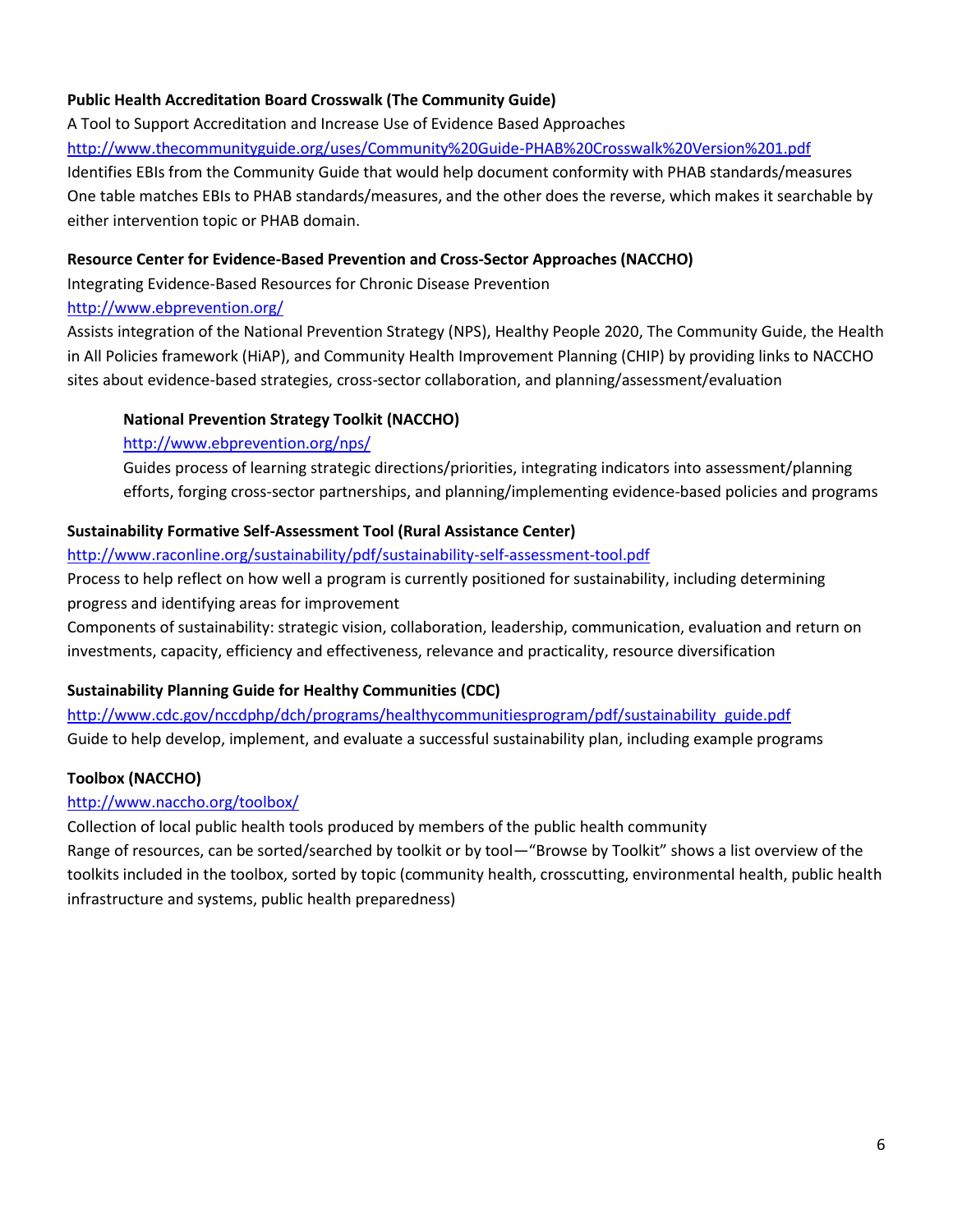**Public Health Accreditation Board Crosswalk (The Community Guide)**

A Tool to Support Accreditation and Increase Use of Evidence Based Approaches

http://www.thecommunityguide.org/uses/Community%20Guide-PHAB%20Crosswalk%20Version%201.pdf

Identifies EBIs from the Community Guide that would help document conformity with PHAB standards/measures

One table matches EBIs to PHAB standards/measures, and the other does the reverse, which makes it searchable by either intervention topic or PHAB domain.

**Resource Center for Evidence-Based Prevention and Cross-Sector Approaches (NACCHO)**

Integrating Evidence-Based Resources for Chronic Disease Prevention

http://www.ebprevention.org/

Assists integration of the National Prevention Strategy (NPS), Healthy People 2020, The Community Guide, the Health in All Policies framework (HiAP), and Community Health Improvement Planning (CHIP) by providing links to NACCHO sites about evidence-based strategies, cross-sector collaboration, and planning/assessment/evaluation

> **National Prevention Strategy Toolkit (NACCHO)**
>
> http://www.ebprevention.org/nps/
>
> Guides process of learning strategic directions/priorities, integrating indicators into assessment/planning efforts, forging cross-sector partnerships, and planning/implementing evidence-based policies and programs

**Sustainability Formative Self-Assessment Tool (Rural Assistance Center)**

http://www.raconline.org/sustainability/pdf/sustainability-self-assessment-tool.pdf

Process to help reflect on how well a program is currently positioned for sustainability, including determining progress and identifying areas for improvement

Components of sustainability: strategic vision, collaboration, leadership, communication, evaluation and return on investments, capacity, efficiency and effectiveness, relevance and practicality, resource diversification

**Sustainability Planning Guide for Healthy Communities (CDC)**

http://www.cdc.gov/nccdphp/dch/programs/healthycommunitiesprogram/pdf/sustainability_guide.pdf

Guide to help develop, implement, and evaluate a successful sustainability plan, including example programs

**Toolbox (NACCHO)**

http://www.naccho.org/toolbox/

Collection of local public health tools produced by members of the public health community

Range of resources, can be sorted/searched by toolkit or by tool—"Browse by Toolkit" shows a list overview of the toolkits included in the toolbox, sorted by topic (community health, crosscutting, environmental health, public health infrastructure and systems, public health preparedness)